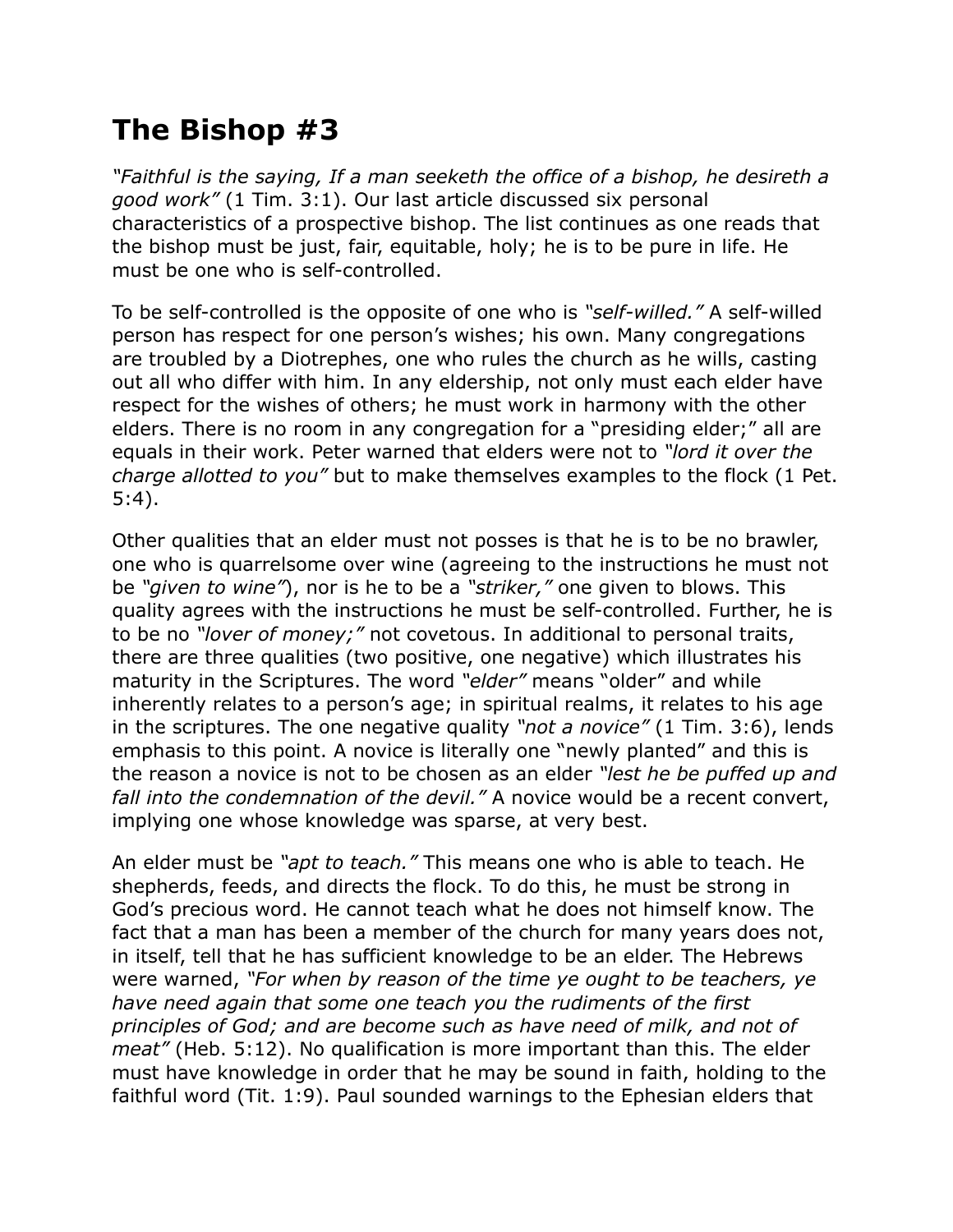# The Bishop #3

*"Faithful is the saying, If a man seeketh the office of a bishop, he desireth a good work"* (1 Tim. 3:1). Our last article discussed six personal characteristics of a prospective bishop. The list continues as one reads that the bishop must be just, fair, equitable, holy; he is to be pure in life. He must be one who is self-controlled.

To be self-controlled is the opposite of one who is *"self-willed."* A self-willed person has respect for one person's wishes; his own. Many congregations are troubled by a Diotrephes, one who rules the church as he wills, casting out all who differ with him. In any eldership, not only must each elder have respect for the wishes of others; he must work in harmony with the other elders. There is no room in any congregation for a "presiding elder;" all are equals in their work. Peter warned that elders were not to *"lord it over the charge allotted to you"* but to make themselves examples to the flock (1 Pet. 5:4).

Other qualities that an elder must not posses is that he is to be no brawler, one who is quarrelsome over wine (agreeing to the instructions he must not be *"given to wine"*), nor is he to be a *"striker,"* one given to blows. This quality agrees with the instructions he must be self-controlled. Further, he is to be no *"lover of money;"* not covetous. In additional to personal traits, there are three qualities (two positive, one negative) which illustrates his maturity in the Scriptures. The word *"elder"* means "older" and while inherently relates to a person's age; in spiritual realms, it relates to his age in the scriptures. The one negative quality *"not a novice"* (1 Tim. 3:6), lends emphasis to this point. A novice is literally one "newly planted" and this is the reason a novice is not to be chosen as an elder *"lest he be puffed up and fall into the condemnation of the devil."* A novice would be a recent convert, implying one whose knowledge was sparse, at very best.

An elder must be *"apt to teach."* This means one who is able to teach. He shepherds, feeds, and directs the flock. To do this, he must be strong in God's precious word. He cannot teach what he does not himself know. The fact that a man has been a member of the church for many years does not, in itself, tell that he has sufficient knowledge to be an elder. The Hebrews were warned, *"For when by reason of the time ye ought to be teachers, ye have need again that some one teach you the rudiments of the first principles of God; and are become such as have need of milk, and not of meat"* (Heb. 5:12). No qualification is more important than this. The elder must have knowledge in order that he may be sound in faith, holding to the faithful word (Tit. 1:9). Paul sounded warnings to the Ephesian elders that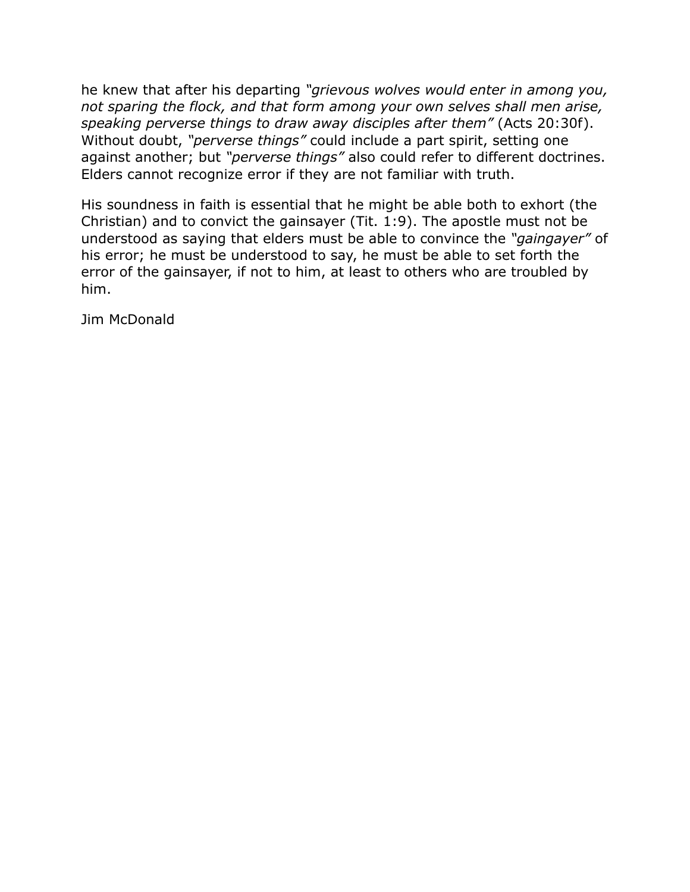he knew that after his departing *"grievous wolves would enter in among you, not sparing the flock, and that form among your own selves shall men arise, speaking perverse things to draw away disciples after them"* (Acts 20:30f). Without doubt, *"perverse things"* could include a part spirit, setting one against another; but *"perverse things"* also could refer to different doctrines. Elders cannot recognize error if they are not familiar with truth.

His soundness in faith is essential that he might be able both to exhort (the Christian) and to convict the gainsayer (Tit. 1:9). The apostle must not be understood as saying that elders must be able to convince the *"gaingayer"* of his error; he must be understood to say, he must be able to set forth the error of the gainsayer, if not to him, at least to others who are troubled by him.

Jim McDonald